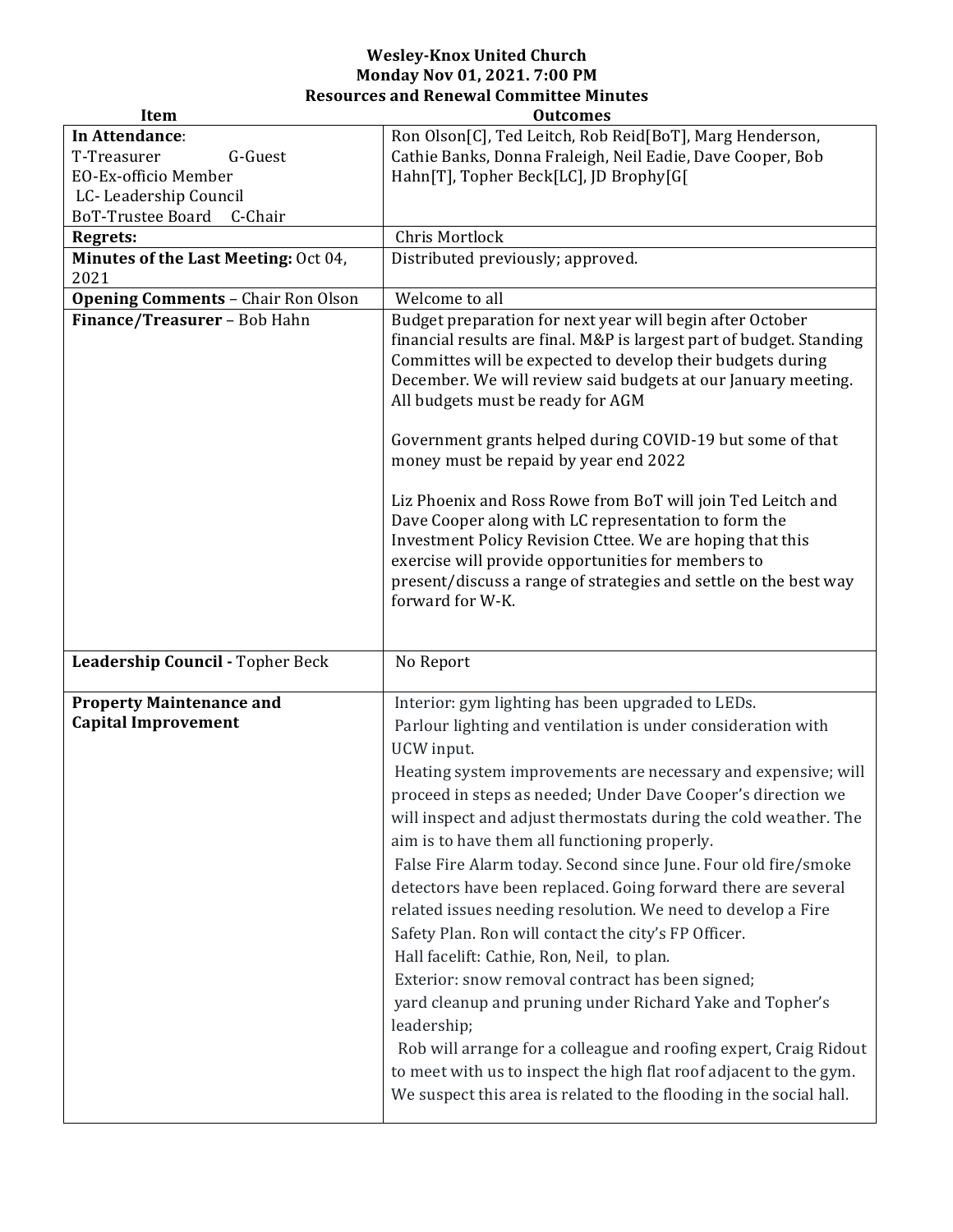**Wesley-Knox United Church**
**Monday Nov 01, 2021. 7:00 PM**
**Resources and Renewal Committee Minutes**

| Item | Outcomes |
|---|---|
| **In Attendance**:<br>T-Treasurer G-Guest<br>EO-Ex-officio Member<br>LC- Leadership Council<br>BoT-Trustee Board C-Chair | Ron Olson[C], Ted Leitch, Rob Reid[BoT], Marg Henderson, Cathie Banks, Donna Fraleigh, Neil Eadie, Dave Cooper, Bob Hahn[T], Topher Beck[LC], JD Brophy[G[ |
| **Regrets:** | Chris Mortlock |
| **Minutes of the Last Meeting:** Oct 04, 2021 | Distributed previously; approved. |
| **Opening Comments** – Chair Ron Olson | Welcome to all |
| **Finance/Treasurer** – Bob Hahn | Budget preparation for next year will begin after October financial results are final. M&P is largest part of budget. Standing Committes will be expected to develop their budgets during December. We will review said budgets at our January meeting. All budgets must be ready for AGM<br><br>Government grants helped during COVID-19 but some of that money must be repaid by year end 2022<br><br>Liz Phoenix and Ross Rowe from BoT will join Ted Leitch and Dave Cooper along with LC representation to form the Investment Policy Revision Cttee. We are hoping that this exercise will provide opportunities for members to present/discuss a range of strategies and settle on the best way forward for W-K. |
| **Leadership Council -** Topher Beck | No Report |
| **Property Maintenance and Capital Improvement** | Interior: gym lighting has been upgraded to LEDs.<br>Parlour lighting and ventilation is under consideration with UCW input.<br>Heating system improvements are necessary and expensive; will proceed in steps as needed; Under Dave Cooper's direction we will inspect and adjust thermostats during the cold weather. The aim is to have them all functioning properly.<br>False Fire Alarm today. Second since June. Four old fire/smoke detectors have been replaced. Going forward there are several related issues needing resolution. We need to develop a Fire Safety Plan. Ron will contact the city's FP Officer.<br>Hall facelift: Cathie, Ron, Neil, to plan.<br>Exterior: snow removal contract has been signed;<br>yard cleanup and pruning under Richard Yake and Topher's leadership;<br>Rob will arrange for a colleague and roofing expert, Craig Ridout to meet with us to inspect the high flat roof adjacent to the gym. We suspect this area is related to the flooding in the social hall. |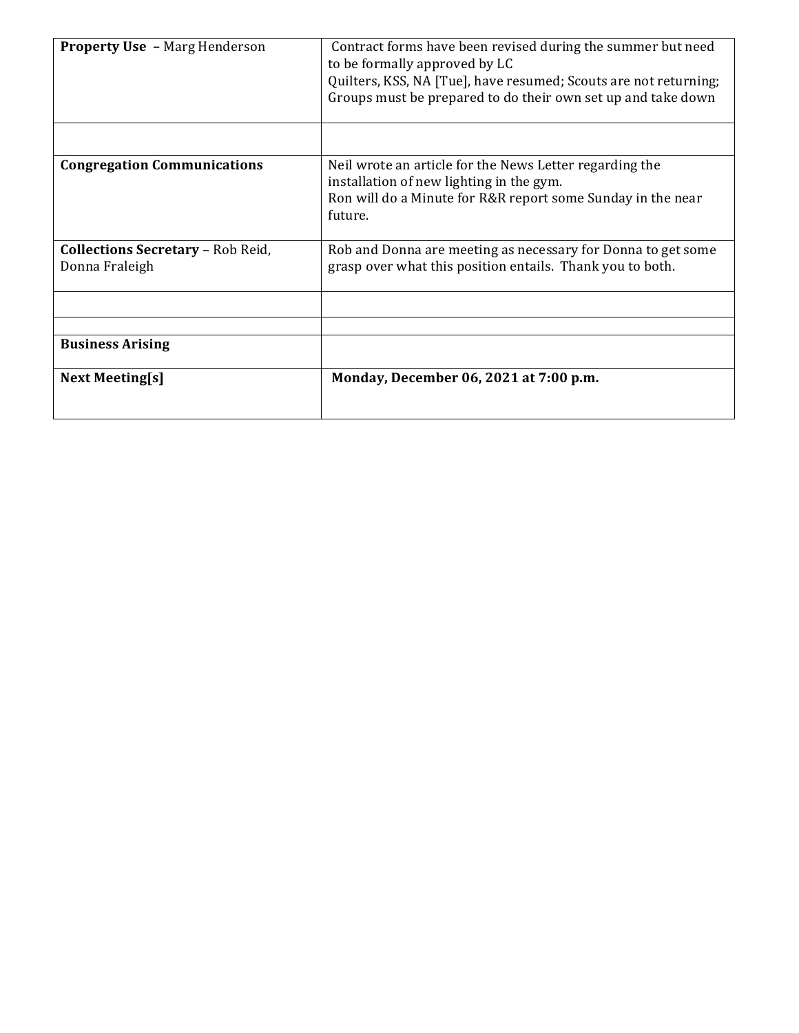| | |
|---|---|
| **Property Use –** Marg Henderson | Contract forms have been revised during the summer but need to be formally approved by LC<br>Quilters, KSS, NA [Tue], have resumed; Scouts are not returning; Groups must be prepared to do their own set up and take down |
| | |
| **Congregation Communications** | Neil wrote an article for the News Letter regarding the installation of new lighting in the gym.<br>Ron will do a Minute for R&R report some Sunday in the near future. |
| **Collections Secretary** – Rob Reid, Donna Fraleigh | Rob and Donna are meeting as necessary for Donna to get some grasp over what this position entails. Thank you to both. |
| | |
| | |
| **Business Arising** | |
| **Next Meeting[s]** | **Monday, December 06, 2021 at 7:00 p.m.** |